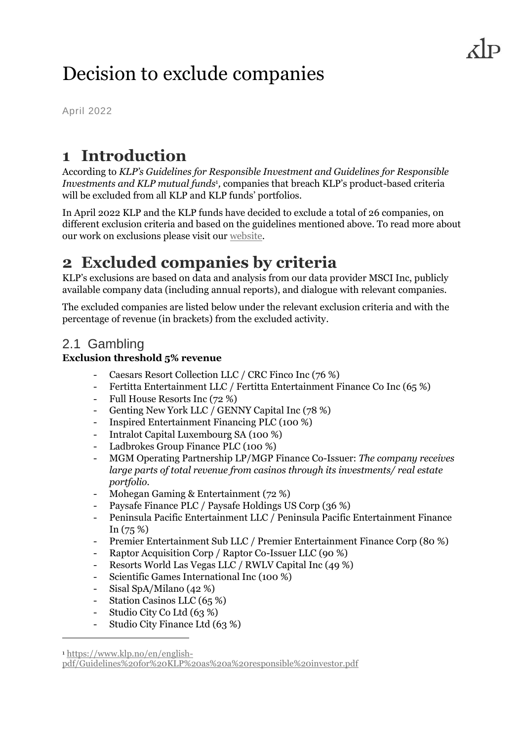# Decision to exclude companies

April 2022

## 1 Introduction

According to *KLP's Guidelines for Responsible Investment and Guidelines for Responsible Investments and KLP mutual funds*[1], companies that breach KLP's product-based criteria will be excluded from all KLP and KLP funds' portfolios.

In April 2022 KLP and the KLP funds have decided to exclude a total of 26 companies, on different exclusion criteria and based on the guidelines mentioned above. To read more about our work on exclusions please visit our website.

## 2 Excluded companies by criteria

KLP's exclusions are based on data and analysis from our data provider MSCI Inc, publicly available company data (including annual reports), and dialogue with relevant companies.

The excluded companies are listed below under the relevant exclusion criteria and with the percentage of revenue (in brackets) from the excluded activity.

### 2.1 Gambling

**Exclusion threshold 5% revenue**

- Caesars Resort Collection LLC / CRC Finco Inc (76 %)
- Fertitta Entertainment LLC / Fertitta Entertainment Finance Co Inc (65 %)
- Full House Resorts Inc (72 %)
- Genting New York LLC / GENNY Capital Inc (78 %)
- Inspired Entertainment Financing PLC (100 %)
- Intralot Capital Luxembourg SA (100 %)
- Ladbrokes Group Finance PLC (100 %)
- MGM Operating Partnership LP/MGP Finance Co-Issuer: *The company receives large parts of total revenue from casinos through its investments/ real estate portfolio.*
- Mohegan Gaming & Entertainment (72 %)
- Paysafe Finance PLC / Paysafe Holdings US Corp (36 %)
- Peninsula Pacific Entertainment LLC / Peninsula Pacific Entertainment Finance In (75 %)
- Premier Entertainment Sub LLC / Premier Entertainment Finance Corp (80 %)
- Raptor Acquisition Corp / Raptor Co-Issuer LLC (90 %)
- Resorts World Las Vegas LLC / RWLV Capital Inc (49 %)
- Scientific Games International Inc (100 %)
- Sisal SpA/Milano (42 %)
- Station Casinos LLC (65 %)
- Studio City Co Ltd (63 %)
- Studio City Finance Ltd (63 %)

---

[1] https://www.klp.no/en/english-pdf/Guidelines%20for%20KLP%20as%20a%20responsible%20investor.pdf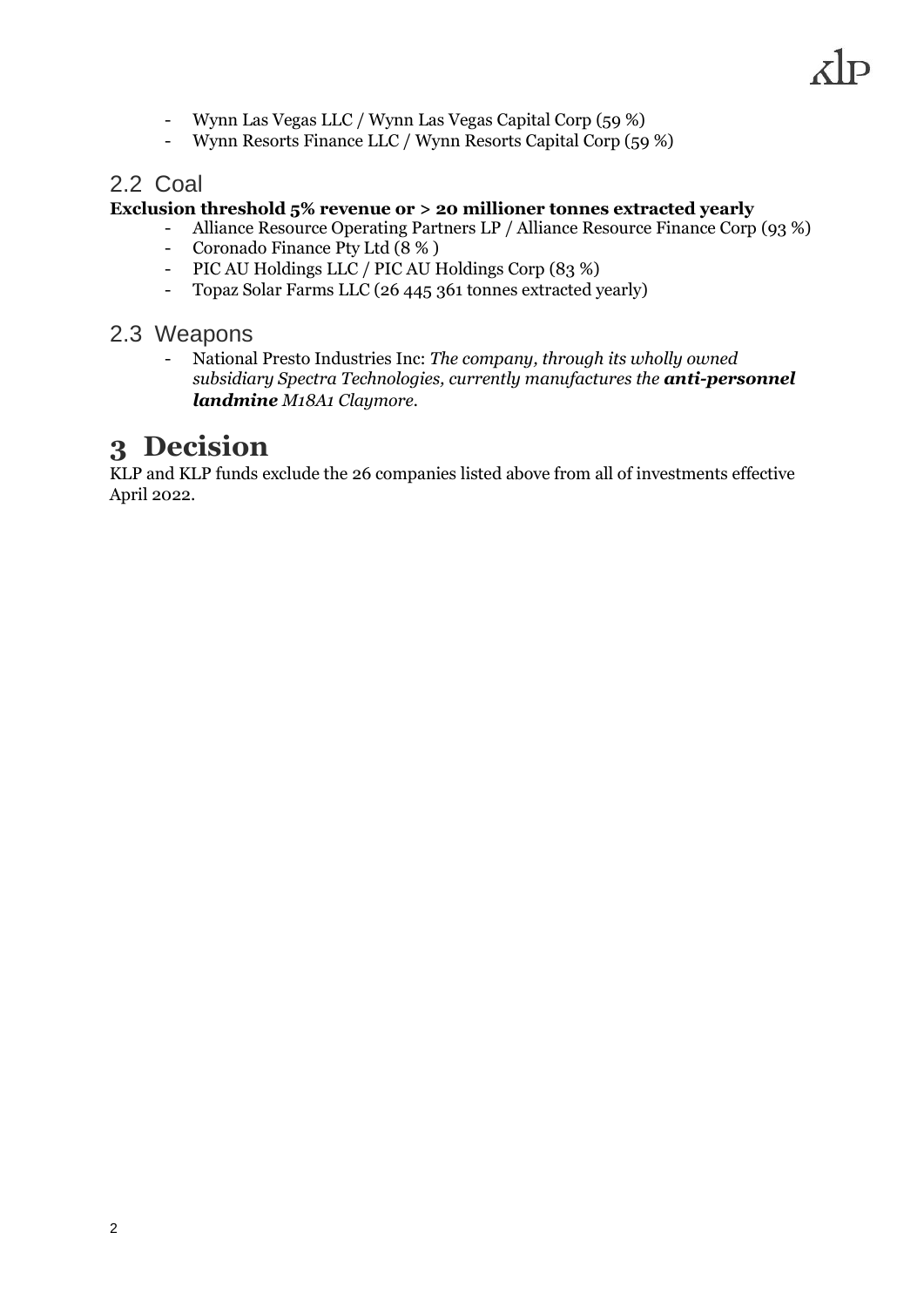- Wynn Las Vegas LLC / Wynn Las Vegas Capital Corp (59 %)
- Wynn Resorts Finance LLC / Wynn Resorts Capital Corp (59 %)

## 2.2 Coal

**Exclusion threshold 5% revenue or > 20 millioner tonnes extracted yearly**

- Alliance Resource Operating Partners LP / Alliance Resource Finance Corp (93 %)
- Coronado Finance Pty Ltd (8 % )
- PIC AU Holdings LLC / PIC AU Holdings Corp (83 %)
- Topaz Solar Farms LLC (26 445 361 tonnes extracted yearly)

## 2.3 Weapons

- National Presto Industries Inc: *The company, through its wholly owned subsidiary Spectra Technologies, currently manufactures the* ***anti-personnel landmine*** *M18A1 Claymore.*

# 3 Decision

KLP and KLP funds exclude the 26 companies listed above from all of investments effective April 2022.